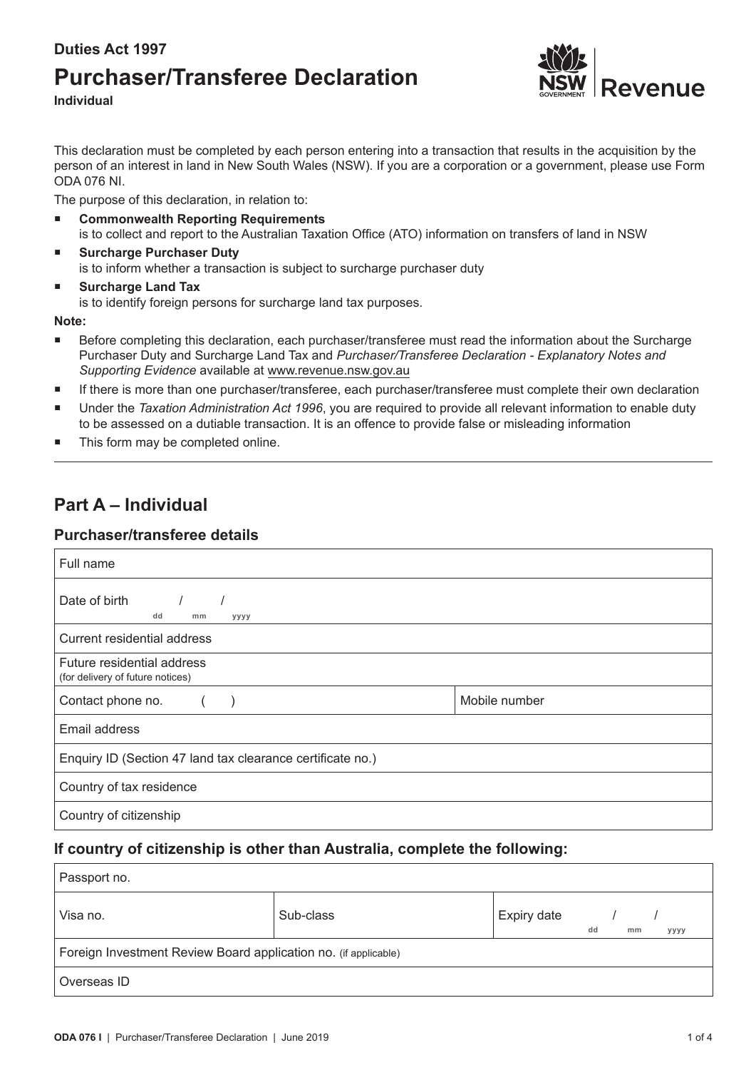**Duties Act 1997**

# Purchaser/Transferee Declaration

**Individual**

NSW GOVERNMENT | Revenue

This declaration must be completed by each person entering into a transaction that results in the acquisition by the person of an interest in land in New South Wales (NSW). If you are a corporation or a government, please use Form ODA 076 NI.

The purpose of this declaration, in relation to:

- **Commonwealth Reporting Requirements**
  is to collect and report to the Australian Taxation Office (ATO) information on transfers of land in NSW
- **Surcharge Purchaser Duty**
  is to inform whether a transaction is subject to surcharge purchaser duty
- **Surcharge Land Tax**
  is to identify foreign persons for surcharge land tax purposes.

**Note:**

- Before completing this declaration, each purchaser/transferee must read the information about the Surcharge Purchaser Duty and Surcharge Land Tax and *Purchaser/Transferee Declaration - Explanatory Notes and Supporting Evidence* available at www.revenue.nsw.gov.au
- If there is more than one purchaser/transferee, each purchaser/transferee must complete their own declaration
- Under the *Taxation Administration Act 1996*, you are required to provide all relevant information to enable duty to be assessed on a dutiable transaction. It is an offence to provide false or misleading information
- This form may be completed online.

---

## Part A – Individual

### Purchaser/transferee details

| Full name | |
|---|---|
| Date of birth &nbsp;&nbsp; / &nbsp;&nbsp; / (dd mm yyyy) | |
| Current residential address | |
| Future residential address (for delivery of future notices) | |
| Contact phone no. ( &nbsp; ) | Mobile number |
| Email address | |
| Enquiry ID (Section 47 land tax clearance certificate no.) | |
| Country of tax residence | |
| Country of citizenship | |

### If country of citizenship is other than Australia, complete the following:

| Passport no. | | |
|---|---|---|
| Visa no. | Sub-class | Expiry date &nbsp;&nbsp; / &nbsp;&nbsp; / (dd mm yyyy) |
| Foreign Investment Review Board application no. (if applicable) | | |
| Overseas ID | | |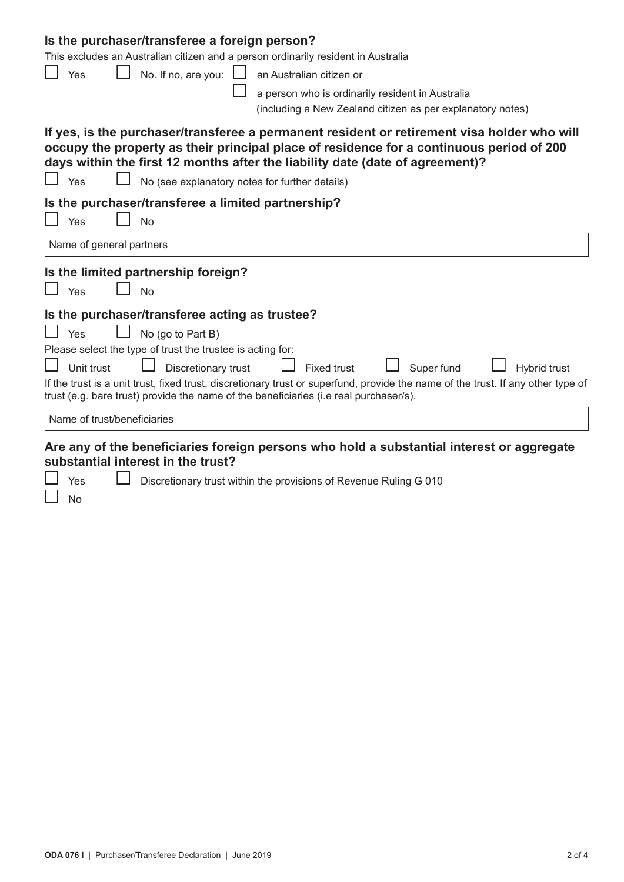### Is the purchaser/transferee a foreign person?

This excludes an Australian citizen and a person ordinarily resident in Australia

- ☐ Yes
- ☐ No. If no, are you:
  - ☐ an Australian citizen or
  - ☐ a person who is ordinarily resident in Australia (including a New Zealand citizen as per explanatory notes)

### If yes, is the purchaser/transferee a permanent resident or retirement visa holder who will occupy the property as their principal place of residence for a continuous period of 200 days within the first 12 months after the liability date (date of agreement)?

- ☐ Yes
- ☐ No (see explanatory notes for further details)

### Is the purchaser/transferee a limited partnership?

- ☐ Yes
- ☐ No

Name of general partners

### Is the limited partnership foreign?

- ☐ Yes
- ☐ No

### Is the purchaser/transferee acting as trustee?

- ☐ Yes
- ☐ No (go to Part B)

Please select the type of trust the trustee is acting for:

- ☐ Unit trust
- ☐ Discretionary trust
- ☐ Fixed trust
- ☐ Super fund
- ☐ Hybrid trust

If the trust is a unit trust, fixed trust, discretionary trust or superfund, provide the name of the trust. If any other type of trust (e.g. bare trust) provide the name of the beneficiaries (i.e real purchaser/s).

Name of trust/beneficiaries

### Are any of the beneficiaries foreign persons who hold a substantial interest or aggregate substantial interest in the trust?

- ☐ Yes
- ☐ Discretionary trust within the provisions of Revenue Ruling G 010
- ☐ No

ODA 076 I | Purchaser/Transferee Declaration | June 2019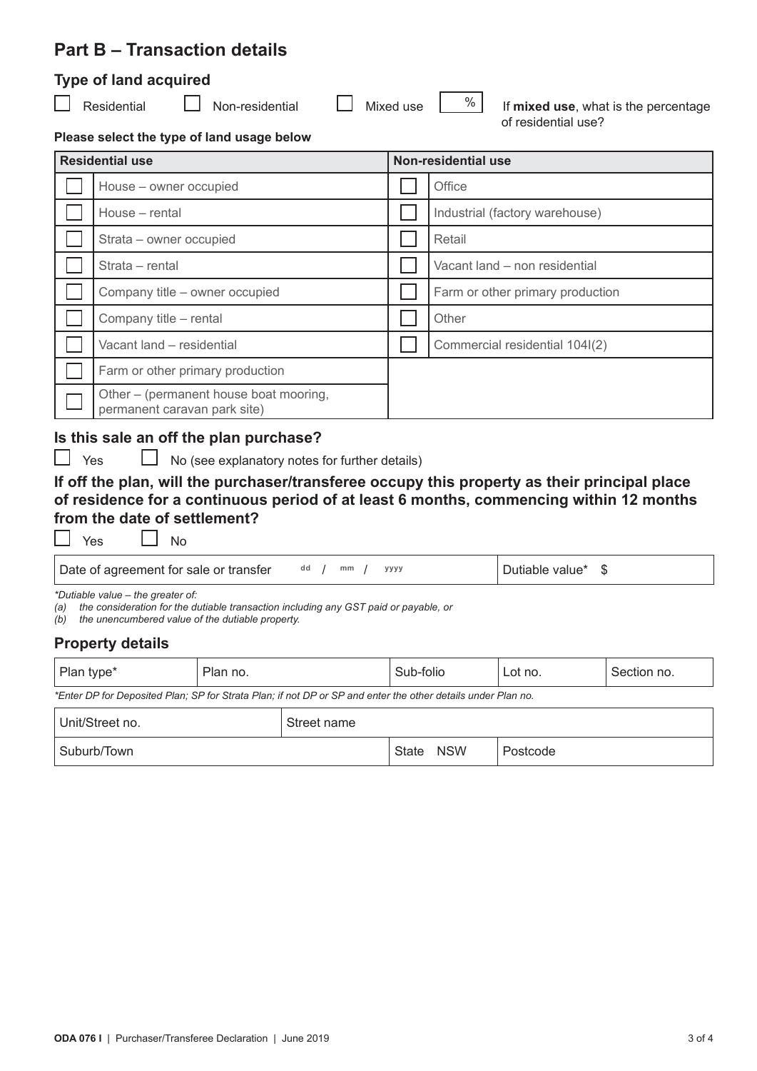## Part B – Transaction details

### Type of land acquired

☐ Residential ☐ Non-residential ☐ Mixed use [ % ] If **mixed use**, what is the percentage of residential use?

**Please select the type of land usage below**

| | Residential use | | Non-residential use |
|---|---|---|---|
| ☐ | House – owner occupied | ☐ | Office |
| ☐ | House – rental | ☐ | Industrial (factory warehouse) |
| ☐ | Strata – owner occupied | ☐ | Retail |
| ☐ | Strata – rental | ☐ | Vacant land – non residential |
| ☐ | Company title – owner occupied | ☐ | Farm or other primary production |
| ☐ | Company title – rental | ☐ | Other |
| ☐ | Vacant land – residential | ☐ | Commercial residential 104I(2) |
| ☐ | Farm or other primary production | | |
| ☐ | Other – (permanent house boat mooring, permanent caravan park site) | | |

### Is this sale an off the plan purchase?

☐ Yes ☐ No (see explanatory notes for further details)

### If off the plan, will the purchaser/transferee occupy this property as their principal place of residence for a continuous period of at least 6 months, commencing within 12 months from the date of settlement?

☐ Yes ☐ No

| Date of agreement for sale or transfer dd / mm / yyyy | Dutiable value* $ |
|---|---|

*\*Dutiable value – the greater of:*
*(a) the consideration for the dutiable transaction including any GST paid or payable, or*
*(b) the unencumbered value of the dutiable property.*

### Property details

| Plan type* | Plan no. | Sub-folio | Lot no. | Section no. |
|---|---|---|---|---|

*\*Enter DP for Deposited Plan; SP for Strata Plan; if not DP or SP and enter the other details under Plan no.*

| Unit/Street no. | Street name | |
|---|---|---|
| Suburb/Town | State NSW | Postcode |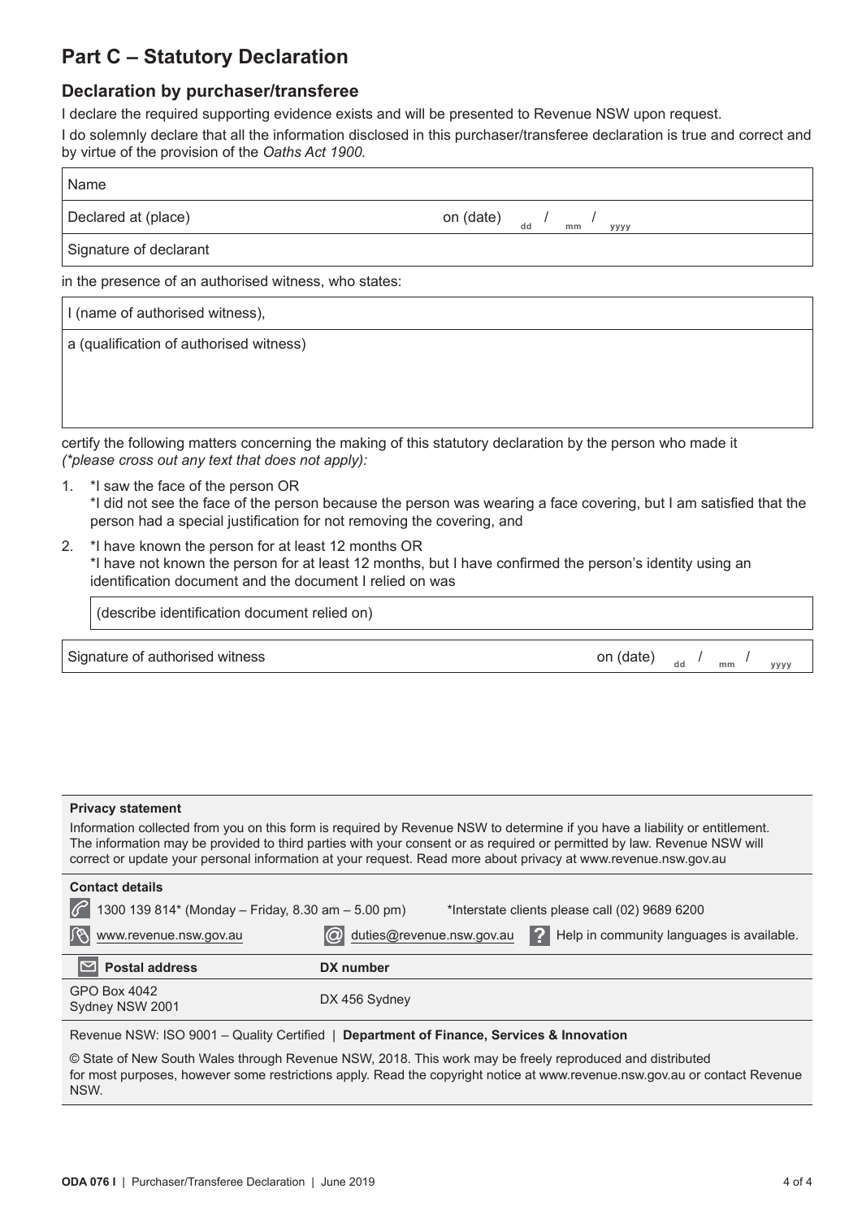## Part C – Statutory Declaration

### Declaration by purchaser/transferee

I declare the required supporting evidence exists and will be presented to Revenue NSW upon request.

I do solemnly declare that all the information disclosed in this purchaser/transferee declaration is true and correct and by virtue of the provision of the *Oaths Act 1900.*

| | |
|---|---|
| Name | |
| Declared at (place) | on (date) dd / mm / yyyy |
| Signature of declarant | |

in the presence of an authorised witness, who states:

| |
|---|
| I (name of authorised witness), |
| a (qualification of authorised witness) |

certify the following matters concerning the making of this statutory declaration by the person who made it *(\*please cross out any text that does not apply):*

1. \*I saw the face of the person OR
   \*I did not see the face of the person because the person was wearing a face covering, but I am satisfied that the person had a special justification for not removing the covering, and
2. \*I have known the person for at least 12 months OR
   \*I have not known the person for at least 12 months, but I have confirmed the person's identity using an identification document and the document I relied on was

| |
|---|
| (describe identification document relied on) |

| | |
|---|---|
| Signature of authorised witness | on (date) dd / mm / yyyy |

**Privacy statement**

Information collected from you on this form is required by Revenue NSW to determine if you have a liability or entitlement. The information may be provided to third parties with your consent or as required or permitted by law. Revenue NSW will correct or update your personal information at your request. Read more about privacy at www.revenue.nsw.gov.au

**Contact details**

1300 139 814\* (Monday – Friday, 8.30 am – 5.00 pm) \*Interstate clients please call (02) 9689 6200

www.revenue.nsw.gov.au duties@revenue.nsw.gov.au Help in community languages is available.

| Postal address | DX number |
|---|---|
| GPO Box 4042<br>Sydney NSW 2001 | DX 456 Sydney |

Revenue NSW: ISO 9001 – Quality Certified | **Department of Finance, Services & Innovation**

© State of New South Wales through Revenue NSW, 2018. This work may be freely reproduced and distributed for most purposes, however some restrictions apply. Read the copyright notice at www.revenue.nsw.gov.au or contact Revenue NSW.

**ODA 076 I** | Purchaser/Transferee Declaration | June 2019